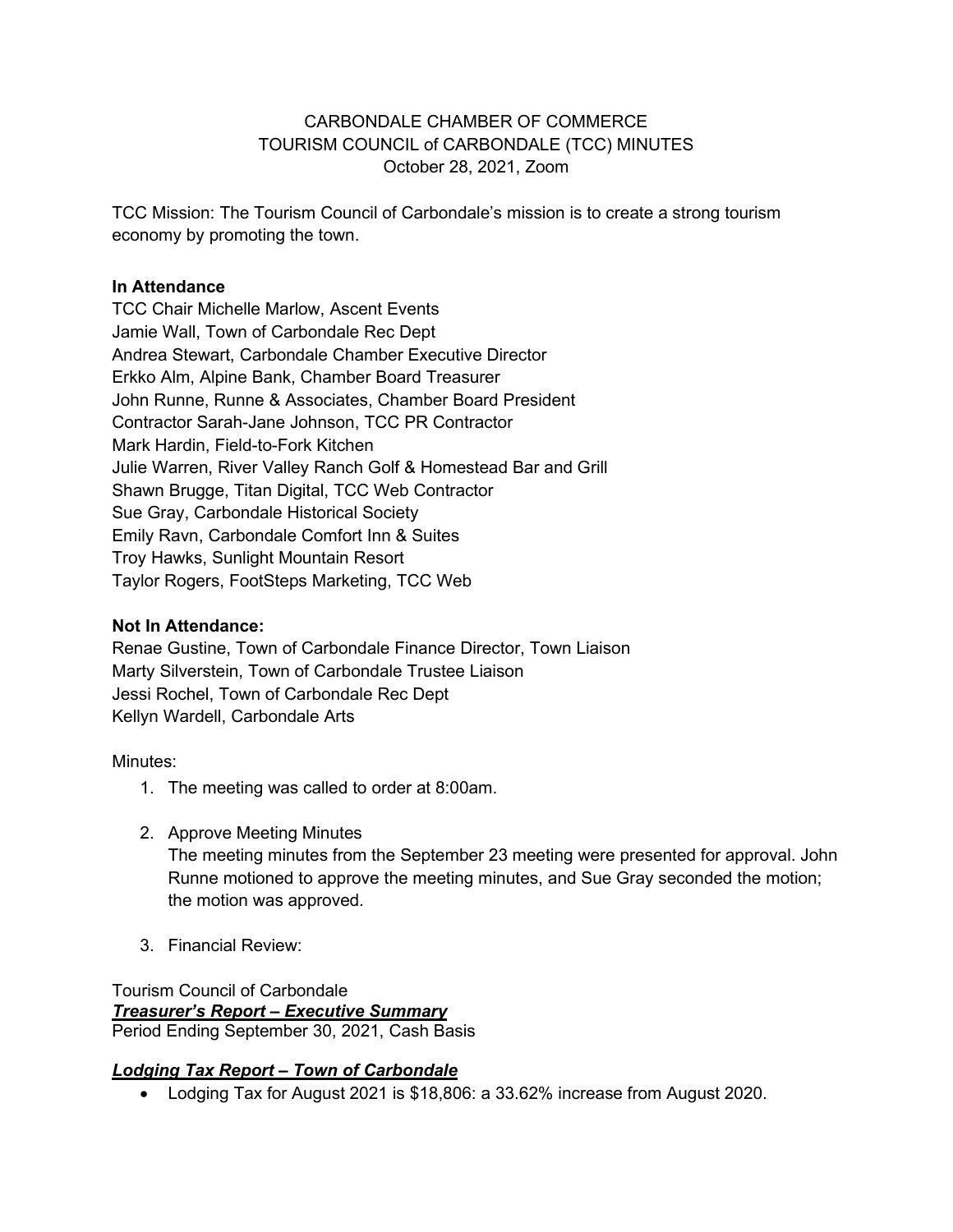CARBONDALE CHAMBER OF COMMERCE
TOURISM COUNCIL of CARBONDALE (TCC) MINUTES
October 28, 2021, Zoom

TCC Mission: The Tourism Council of Carbondale's mission is to create a strong tourism economy by promoting the town.

**In Attendance**

TCC Chair Michelle Marlow, Ascent Events
Jamie Wall, Town of Carbondale Rec Dept
Andrea Stewart, Carbondale Chamber Executive Director
Erkko Alm, Alpine Bank, Chamber Board Treasurer
John Runne, Runne & Associates, Chamber Board President
Contractor Sarah-Jane Johnson, TCC PR Contractor
Mark Hardin, Field-to-Fork Kitchen
Julie Warren, River Valley Ranch Golf & Homestead Bar and Grill
Shawn Brugge, Titan Digital, TCC Web Contractor
Sue Gray, Carbondale Historical Society
Emily Ravn, Carbondale Comfort Inn & Suites
Troy Hawks, Sunlight Mountain Resort
Taylor Rogers, FootSteps Marketing, TCC Web

**Not In Attendance:**

Renae Gustine, Town of Carbondale Finance Director, Town Liaison
Marty Silverstein, Town of Carbondale Trustee Liaison
Jessi Rochel, Town of Carbondale Rec Dept
Kellyn Wardell, Carbondale Arts

Minutes:

1. The meeting was called to order at 8:00am.

2. Approve Meeting Minutes
   The meeting minutes from the September 23 meeting were presented for approval. John Runne motioned to approve the meeting minutes, and Sue Gray seconded the motion; the motion was approved.

3. Financial Review:

Tourism Council of Carbondale
***Treasurer's Report – Executive Summary***
Period Ending September 30, 2021, Cash Basis

***Lodging Tax Report – Town of Carbondale***

- Lodging Tax for August 2021 is $18,806: a 33.62% increase from August 2020.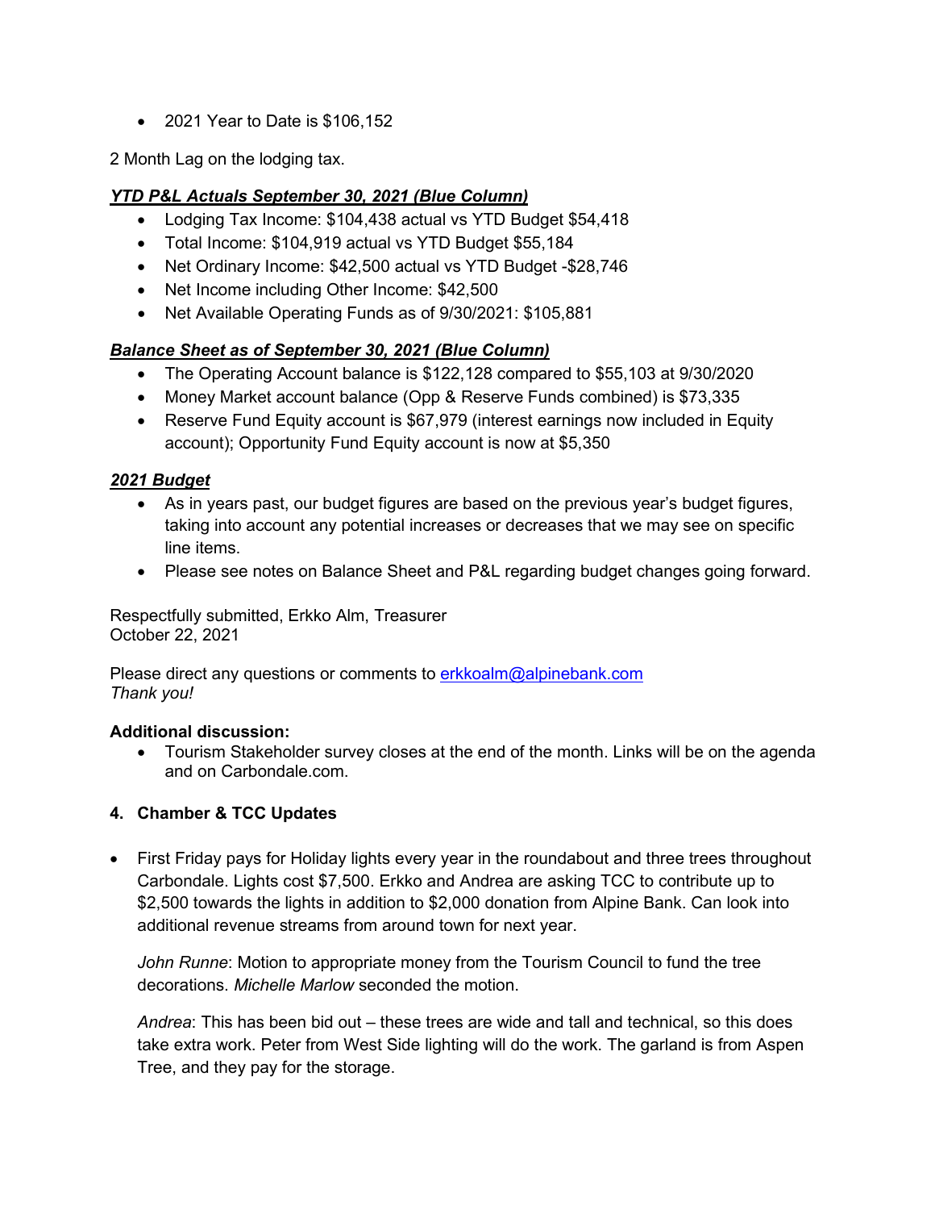- 2021 Year to Date is $106,152

2 Month Lag on the lodging tax.

***YTD P&L Actuals September 30, 2021 (Blue Column)***

- Lodging Tax Income: $104,438 actual vs YTD Budget $54,418
- Total Income: $104,919 actual vs YTD Budget $55,184
- Net Ordinary Income: $42,500 actual vs YTD Budget -$28,746
- Net Income including Other Income: $42,500
- Net Available Operating Funds as of 9/30/2021: $105,881

***Balance Sheet as of September 30, 2021 (Blue Column)***

- The Operating Account balance is $122,128 compared to $55,103 at 9/30/2020
- Money Market account balance (Opp & Reserve Funds combined) is $73,335
- Reserve Fund Equity account is $67,979 (interest earnings now included in Equity account); Opportunity Fund Equity account is now at $5,350

***2021 Budget***

- As in years past, our budget figures are based on the previous year's budget figures, taking into account any potential increases or decreases that we may see on specific line items.
- Please see notes on Balance Sheet and P&L regarding budget changes going forward.

Respectfully submitted, Erkko Alm, Treasurer
October 22, 2021

Please direct any questions or comments to erkkoalm@alpinebank.com
*Thank you!*

**Additional discussion:**

- Tourism Stakeholder survey closes at the end of the month. Links will be on the agenda and on Carbondale.com.

**4. Chamber & TCC Updates**

- First Friday pays for Holiday lights every year in the roundabout and three trees throughout Carbondale. Lights cost $7,500. Erkko and Andrea are asking TCC to contribute up to $2,500 towards the lights in addition to $2,000 donation from Alpine Bank. Can look into additional revenue streams from around town for next year.

  *John Runne*: Motion to appropriate money from the Tourism Council to fund the tree decorations. *Michelle Marlow* seconded the motion.

  *Andrea*: This has been bid out – these trees are wide and tall and technical, so this does take extra work. Peter from West Side lighting will do the work. The garland is from Aspen Tree, and they pay for the storage.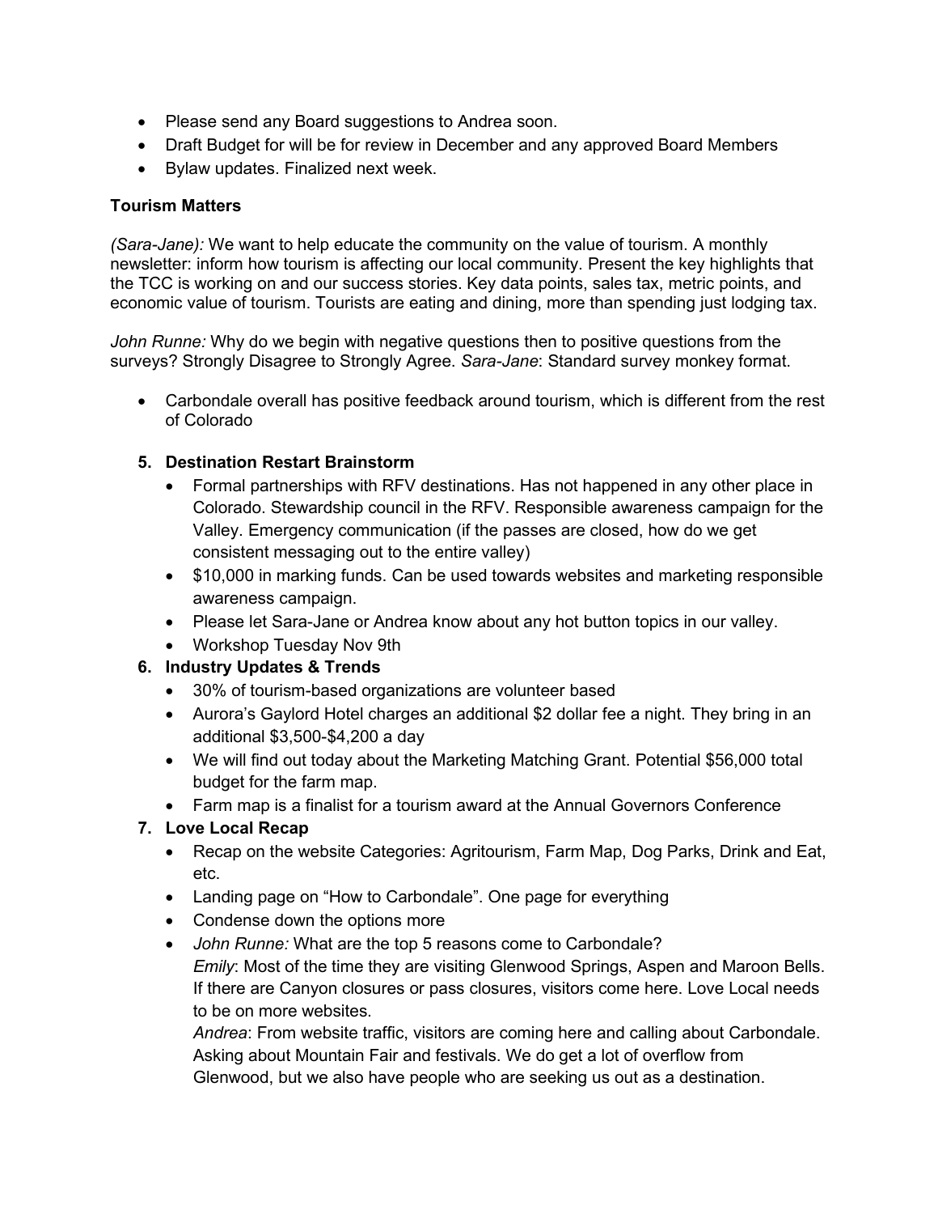- Please send any Board suggestions to Andrea soon.
- Draft Budget for will be for review in December and any approved Board Members
- Bylaw updates. Finalized next week.

**Tourism Matters**

*(Sara-Jane):* We want to help educate the community on the value of tourism. A monthly newsletter: inform how tourism is affecting our local community. Present the key highlights that the TCC is working on and our success stories. Key data points, sales tax, metric points, and economic value of tourism. Tourists are eating and dining, more than spending just lodging tax.

*John Runne:* Why do we begin with negative questions then to positive questions from the surveys? Strongly Disagree to Strongly Agree. *Sara-Jane*: Standard survey monkey format.

- Carbondale overall has positive feedback around tourism, which is different from the rest of Colorado

5. **Destination Restart Brainstorm**
   - Formal partnerships with RFV destinations. Has not happened in any other place in Colorado. Stewardship council in the RFV. Responsible awareness campaign for the Valley. Emergency communication (if the passes are closed, how do we get consistent messaging out to the entire valley)
   - $10,000 in marking funds. Can be used towards websites and marketing responsible awareness campaign.
   - Please let Sara-Jane or Andrea know about any hot button topics in our valley.
   - Workshop Tuesday Nov 9th
6. **Industry Updates & Trends**
   - 30% of tourism-based organizations are volunteer based
   - Aurora's Gaylord Hotel charges an additional $2 dollar fee a night. They bring in an additional $3,500-$4,200 a day
   - We will find out today about the Marketing Matching Grant. Potential $56,000 total budget for the farm map.
   - Farm map is a finalist for a tourism award at the Annual Governors Conference
7. **Love Local Recap**
   - Recap on the website Categories: Agritourism, Farm Map, Dog Parks, Drink and Eat, etc.
   - Landing page on "How to Carbondale". One page for everything
   - Condense down the options more
   - *John Runne:* What are the top 5 reasons come to Carbondale?
     *Emily*: Most of the time they are visiting Glenwood Springs, Aspen and Maroon Bells. If there are Canyon closures or pass closures, visitors come here. Love Local needs to be on more websites.
     *Andrea*: From website traffic, visitors are coming here and calling about Carbondale. Asking about Mountain Fair and festivals. We do get a lot of overflow from Glenwood, but we also have people who are seeking us out as a destination.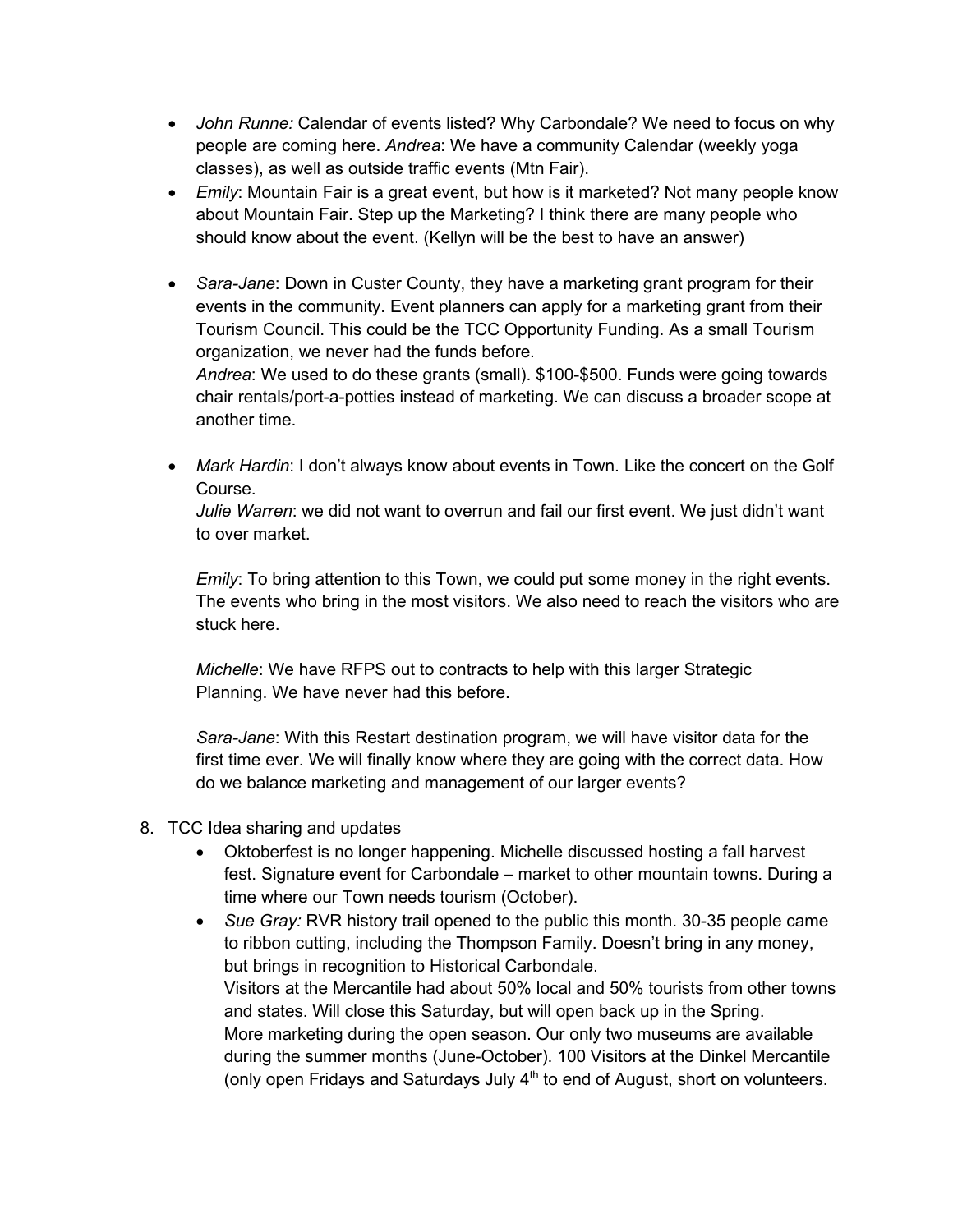- *John Runne:* Calendar of events listed? Why Carbondale? We need to focus on why people are coming here. *Andrea*: We have a community Calendar (weekly yoga classes), as well as outside traffic events (Mtn Fair).
- *Emily*: Mountain Fair is a great event, but how is it marketed? Not many people know about Mountain Fair. Step up the Marketing? I think there are many people who should know about the event. (Kellyn will be the best to have an answer)

- *Sara-Jane*: Down in Custer County, they have a marketing grant program for their events in the community. Event planners can apply for a marketing grant from their Tourism Council. This could be the TCC Opportunity Funding. As a small Tourism organization, we never had the funds before.
  *Andrea*: We used to do these grants (small). $100-$500. Funds were going towards chair rentals/port-a-potties instead of marketing. We can discuss a broader scope at another time.

- *Mark Hardin*: I don't always know about events in Town. Like the concert on the Golf Course.
  *Julie Warren*: we did not want to overrun and fail our first event. We just didn't want to over market.

  *Emily*: To bring attention to this Town, we could put some money in the right events. The events who bring in the most visitors. We also need to reach the visitors who are stuck here.

  *Michelle*: We have RFPS out to contracts to help with this larger Strategic Planning. We have never had this before.

  *Sara-Jane*: With this Restart destination program, we will have visitor data for the first time ever. We will finally know where they are going with the correct data. How do we balance marketing and management of our larger events?

8. TCC Idea sharing and updates
   - Oktoberfest is no longer happening. Michelle discussed hosting a fall harvest fest. Signature event for Carbondale – market to other mountain towns. During a time where our Town needs tourism (October).
   - *Sue Gray:* RVR history trail opened to the public this month. 30-35 people came to ribbon cutting, including the Thompson Family. Doesn't bring in any money, but brings in recognition to Historical Carbondale.
     Visitors at the Mercantile had about 50% local and 50% tourists from other towns and states. Will close this Saturday, but will open back up in the Spring.
     More marketing during the open season. Our only two museums are available during the summer months (June-October). 100 Visitors at the Dinkel Mercantile (only open Fridays and Saturdays July 4th to end of August, short on volunteers.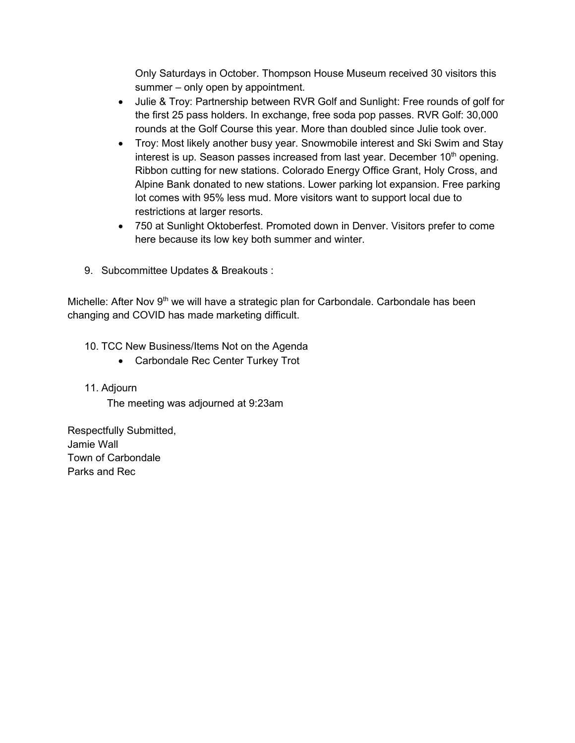Only Saturdays in October. Thompson House Museum received 30 visitors this summer – only open by appointment.

- Julie & Troy: Partnership between RVR Golf and Sunlight: Free rounds of golf for the first 25 pass holders. In exchange, free soda pop passes. RVR Golf: 30,000 rounds at the Golf Course this year. More than doubled since Julie took over.
- Troy: Most likely another busy year. Snowmobile interest and Ski Swim and Stay interest is up. Season passes increased from last year. December 10th opening. Ribbon cutting for new stations. Colorado Energy Office Grant, Holy Cross, and Alpine Bank donated to new stations. Lower parking lot expansion. Free parking lot comes with 95% less mud. More visitors want to support local due to restrictions at larger resorts.
- 750 at Sunlight Oktoberfest. Promoted down in Denver. Visitors prefer to come here because its low key both summer and winter.

9. Subcommittee Updates & Breakouts :

Michelle: After Nov 9th we will have a strategic plan for Carbondale. Carbondale has been changing and COVID has made marketing difficult.

10. TCC New Business/Items Not on the Agenda
    - Carbondale Rec Center Turkey Trot

11. Adjourn

    The meeting was adjourned at 9:23am

Respectfully Submitted,
Jamie Wall
Town of Carbondale
Parks and Rec